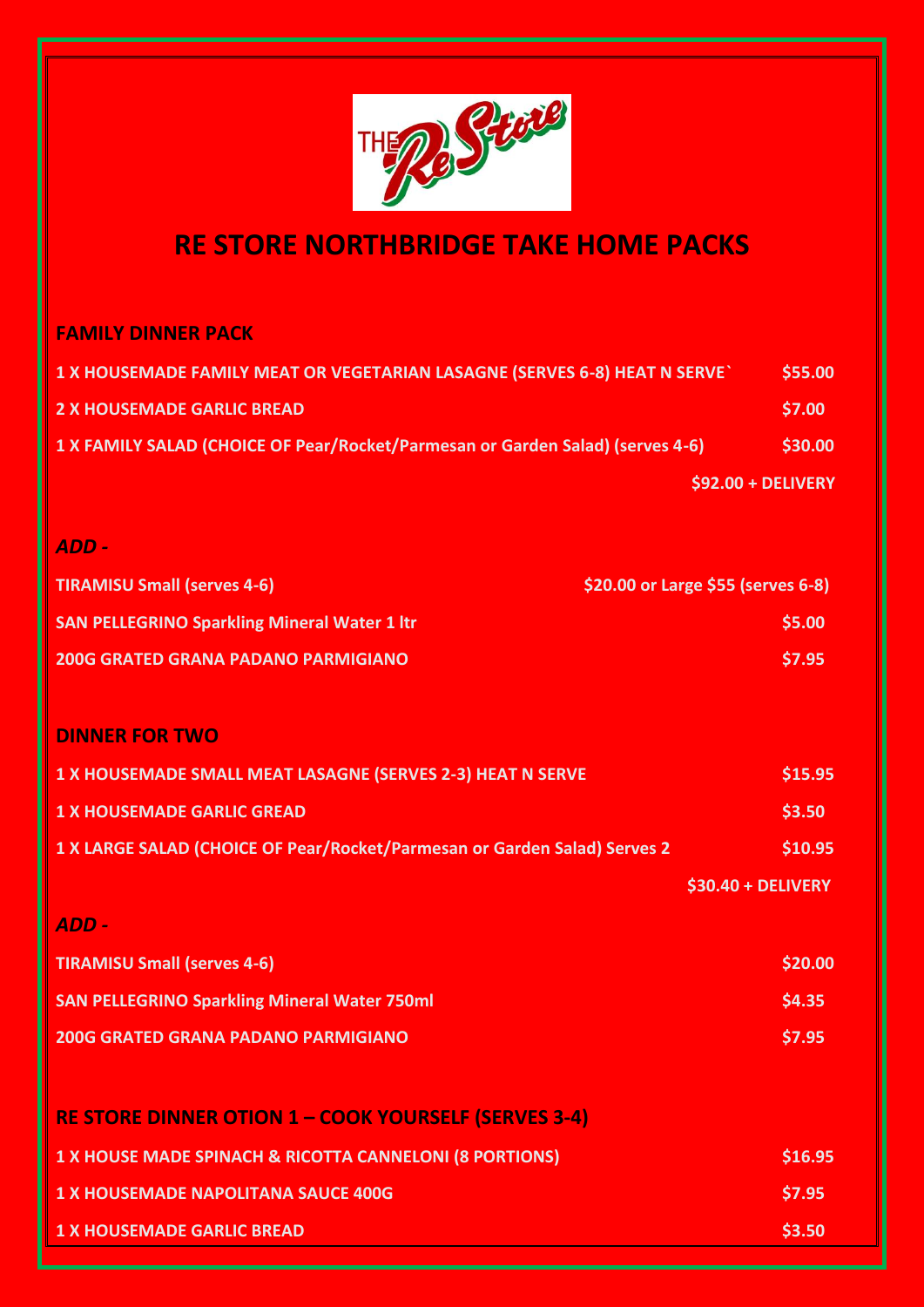# RE STORE NORTHBRIDGE TAKE HOME PACKS

## FAMILY DINNER PACK

| | |
|---|---|
| 1 X HOUSEMADE FAMILY MEAT OR VEGETARIAN LASAGNE (SERVES 6-8) HEAT N SERVE` | $55.00 |
| 2 X HOUSEMADE GARLIC BREAD | $7.00 |
| 1 X FAMILY SALAD (CHOICE OF Pear/Rocket/Parmesan or Garden Salad) (serves 4-6) | $30.00 |
| | $92.00 + DELIVERY |

***ADD -***

| | |
|---|---|
| TIRAMISU Small (serves 4-6) | $20.00 or Large $55 (serves 6-8) |
| SAN PELLEGRINO Sparkling Mineral Water 1 ltr | $5.00 |
| 200G GRATED GRANA PADANO PARMIGIANO | $7.95 |

## DINNER FOR TWO

| | |
|---|---|
| 1 X HOUSEMADE SMALL MEAT LASAGNE (SERVES 2-3) HEAT N SERVE | $15.95 |
| 1 X HOUSEMADE GARLIC GREAD | $3.50 |
| 1 X LARGE SALAD (CHOICE OF Pear/Rocket/Parmesan or Garden Salad) Serves 2 | $10.95 |
| | $30.40 + DELIVERY |

***ADD -***

| | |
|---|---|
| TIRAMISU Small (serves 4-6) | $20.00 |
| SAN PELLEGRINO Sparkling Mineral Water 750ml | $4.35 |
| 200G GRATED GRANA PADANO PARMIGIANO | $7.95 |

## RE STORE DINNER OTION 1 – COOK YOURSELF (SERVES 3-4)

| | |
|---|---|
| 1 X HOUSE MADE SPINACH & RICOTTA CANNELONI (8 PORTIONS) | $16.95 |
| 1 X HOUSEMADE NAPOLITANA SAUCE 400G | $7.95 |
| 1 X HOUSEMADE GARLIC BREAD | $3.50 |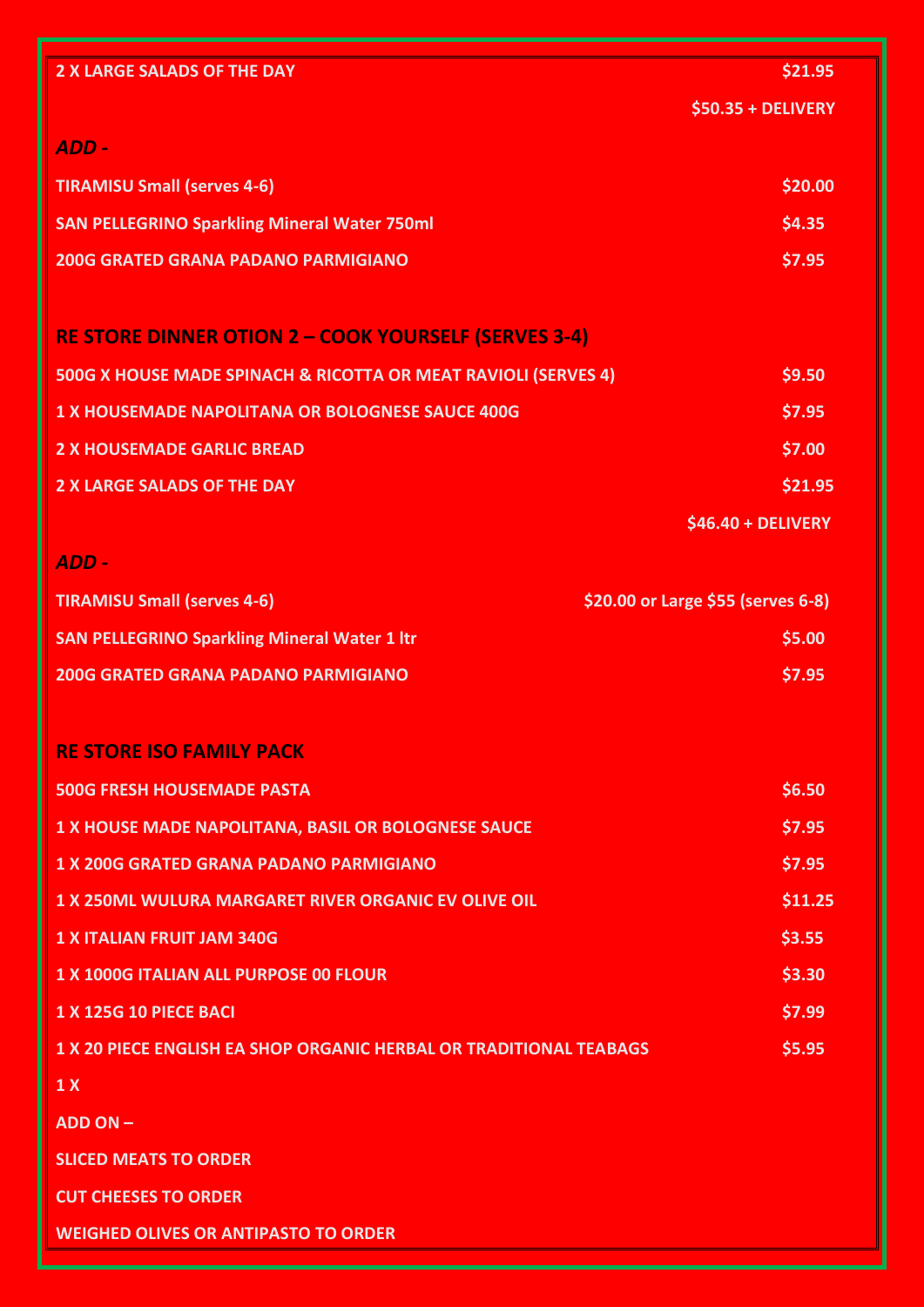| | |
|---|---|
| **2 X LARGE SALADS OF THE DAY** | **$21.95** |
| | **$50.35 + DELIVERY** |

***ADD -***

| | |
|---|---|
| **TIRAMISU Small (serves 4-6)** | **$20.00** |
| **SAN PELLEGRINO Sparkling Mineral Water 750ml** | **$4.35** |
| **200G GRATED GRANA PADANO PARMIGIANO** | **$7.95** |

## RE STORE DINNER OTION 2 – COOK YOURSELF (SERVES 3-4)

| | |
|---|---|
| **500G X HOUSE MADE SPINACH & RICOTTA OR MEAT RAVIOLI (SERVES 4)** | **$9.50** |
| **1 X HOUSEMADE NAPOLITANA OR BOLOGNESE SAUCE 400G** | **$7.95** |
| **2 X HOUSEMADE GARLIC BREAD** | **$7.00** |
| **2 X LARGE SALADS OF THE DAY** | **$21.95** |
| | **$46.40 + DELIVERY** |

***ADD -***

| | |
|---|---|
| **TIRAMISU Small (serves 4-6)** | **$20.00 or Large $55 (serves 6-8)** |
| **SAN PELLEGRINO Sparkling Mineral Water 1 ltr** | **$5.00** |
| **200G GRATED GRANA PADANO PARMIGIANO** | **$7.95** |

## RE STORE ISO FAMILY PACK

| | |
|---|---|
| **500G FRESH HOUSEMADE PASTA** | **$6.50** |
| **1 X HOUSE MADE NAPOLITANA, BASIL OR BOLOGNESE SAUCE** | **$7.95** |
| **1 X 200G GRATED GRANA PADANO PARMIGIANO** | **$7.95** |
| **1 X 250ML WULURA MARGARET RIVER ORGANIC EV OLIVE OIL** | **$11.25** |
| **1 X ITALIAN FRUIT JAM 340G** | **$3.55** |
| **1 X 1000G ITALIAN ALL PURPOSE 00 FLOUR** | **$3.30** |
| **1 X 125G 10 PIECE BACI** | **$7.99** |
| **1 X 20 PIECE ENGLISH EA SHOP ORGANIC HERBAL OR TRADITIONAL TEABAGS** | **$5.95** |
| **1 X** | |

**ADD ON –**

**SLICED MEATS TO ORDER**

**CUT CHEESES TO ORDER**

**WEIGHED OLIVES OR ANTIPASTO TO ORDER**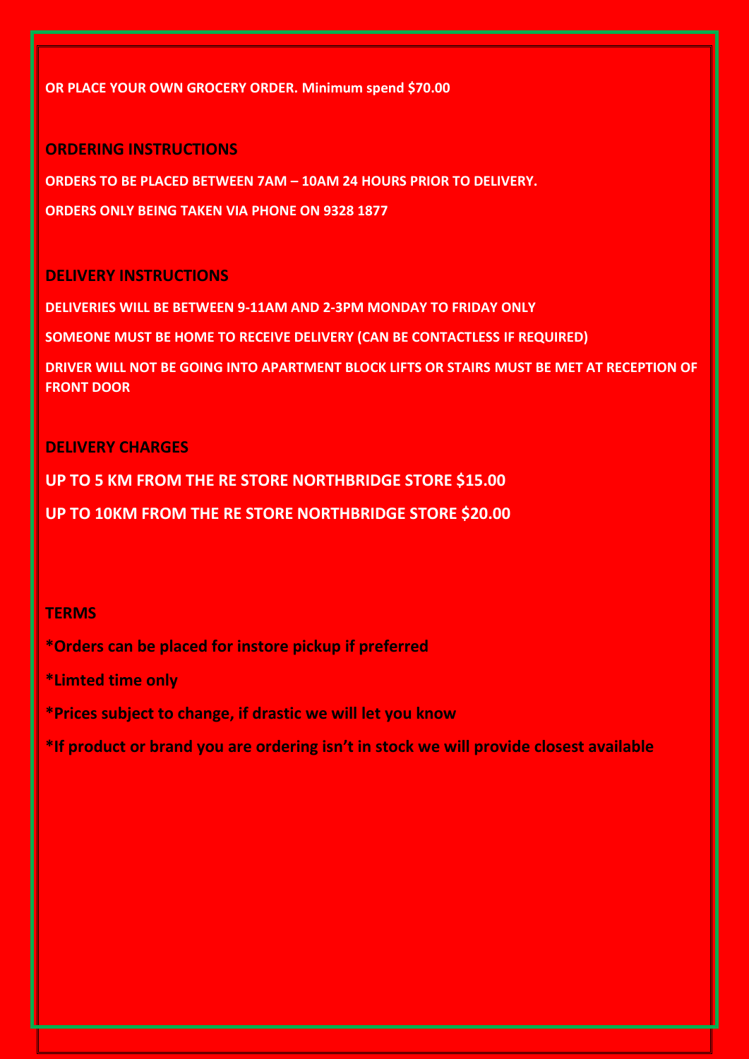**OR PLACE YOUR OWN GROCERY ORDER. Minimum spend $70.00**

## ORDERING INSTRUCTIONS

**ORDERS TO BE PLACED BETWEEN 7AM – 10AM 24 HOURS PRIOR TO DELIVERY.**

**ORDERS ONLY BEING TAKEN VIA PHONE ON 9328 1877**

## DELIVERY INSTRUCTIONS

**DELIVERIES WILL BE BETWEEN 9-11AM AND 2-3PM MONDAY TO FRIDAY ONLY**

**SOMEONE MUST BE HOME TO RECEIVE DELIVERY (CAN BE CONTACTLESS IF REQUIRED)**

**DRIVER WILL NOT BE GOING INTO APARTMENT BLOCK LIFTS OR STAIRS MUST BE MET AT RECEPTION OF FRONT DOOR**

## DELIVERY CHARGES

**UP TO 5 KM FROM THE RE STORE NORTHBRIDGE STORE $15.00**

**UP TO 10KM FROM THE RE STORE NORTHBRIDGE STORE $20.00**

## TERMS

**\*Orders can be placed for instore pickup if preferred**

**\*Limted time only**

**\*Prices subject to change, if drastic we will let you know**

**\*If product or brand you are ordering isn't in stock we will provide closest available**